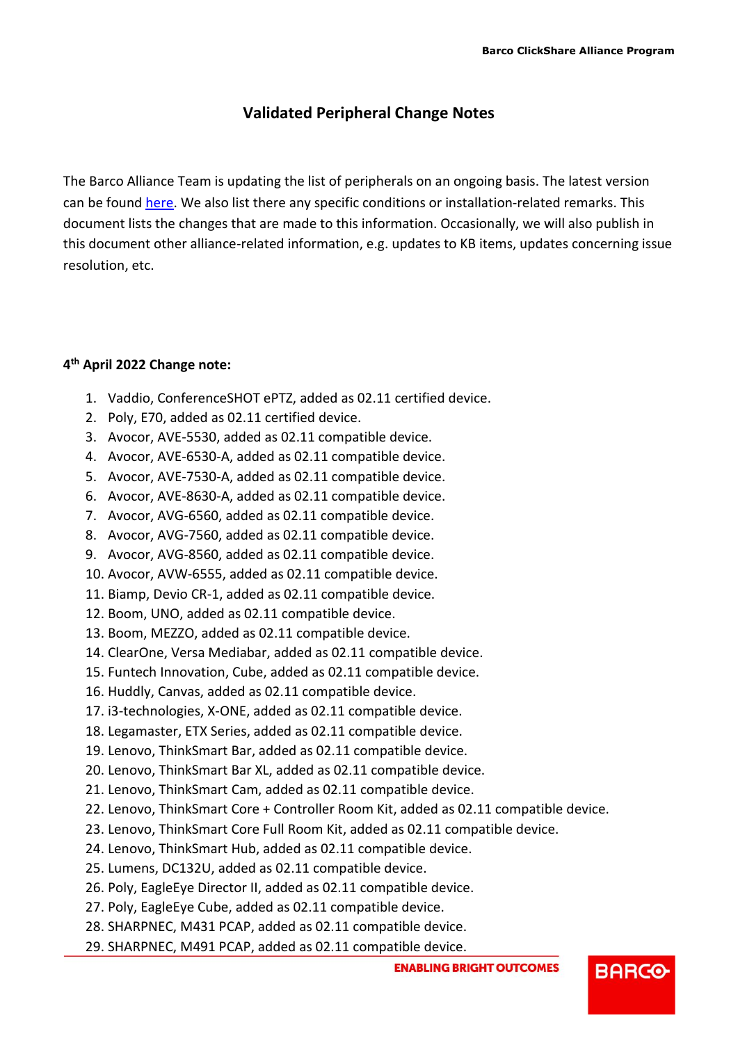# Validated Peripheral Change Notes

The Barco Alliance Team is updating the list of peripherals on an ongoing basis. The latest version can be found here. We also list there any specific conditions or installation-related remarks. This document lists the changes that are made to this information. Occasionally, we will also publish in this document other alliance-related information, e.g. updates to KB items, updates concerning issue resolution, etc.

**4th April 2022 Change note:**

1. Vaddio, ConferenceSHOT ePTZ, added as 02.11 certified device.
2. Poly, E70, added as 02.11 certified device.
3. Avocor, AVE-5530, added as 02.11 compatible device.
4. Avocor, AVE-6530-A, added as 02.11 compatible device.
5. Avocor, AVE-7530-A, added as 02.11 compatible device.
6. Avocor, AVE-8630-A, added as 02.11 compatible device.
7. Avocor, AVG-6560, added as 02.11 compatible device.
8. Avocor, AVG-7560, added as 02.11 compatible device.
9. Avocor, AVG-8560, added as 02.11 compatible device.
10. Avocor, AVW-6555, added as 02.11 compatible device.
11. Biamp, Devio CR-1, added as 02.11 compatible device.
12. Boom, UNO, added as 02.11 compatible device.
13. Boom, MEZZO, added as 02.11 compatible device.
14. ClearOne, Versa Mediabar, added as 02.11 compatible device.
15. Funtech Innovation, Cube, added as 02.11 compatible device.
16. Huddly, Canvas, added as 02.11 compatible device.
17. i3-technologies, X-ONE, added as 02.11 compatible device.
18. Legamaster, ETX Series, added as 02.11 compatible device.
19. Lenovo, ThinkSmart Bar, added as 02.11 compatible device.
20. Lenovo, ThinkSmart Bar XL, added as 02.11 compatible device.
21. Lenovo, ThinkSmart Cam, added as 02.11 compatible device.
22. Lenovo, ThinkSmart Core + Controller Room Kit, added as 02.11 compatible device.
23. Lenovo, ThinkSmart Core Full Room Kit, added as 02.11 compatible device.
24. Lenovo, ThinkSmart Hub, added as 02.11 compatible device.
25. Lumens, DC132U, added as 02.11 compatible device.
26. Poly, EagleEye Director II, added as 02.11 compatible device.
27. Poly, EagleEye Cube, added as 02.11 compatible device.
28. SHARPNEC, M431 PCAP, added as 02.11 compatible device.
29. SHARPNEC, M491 PCAP, added as 02.11 compatible device.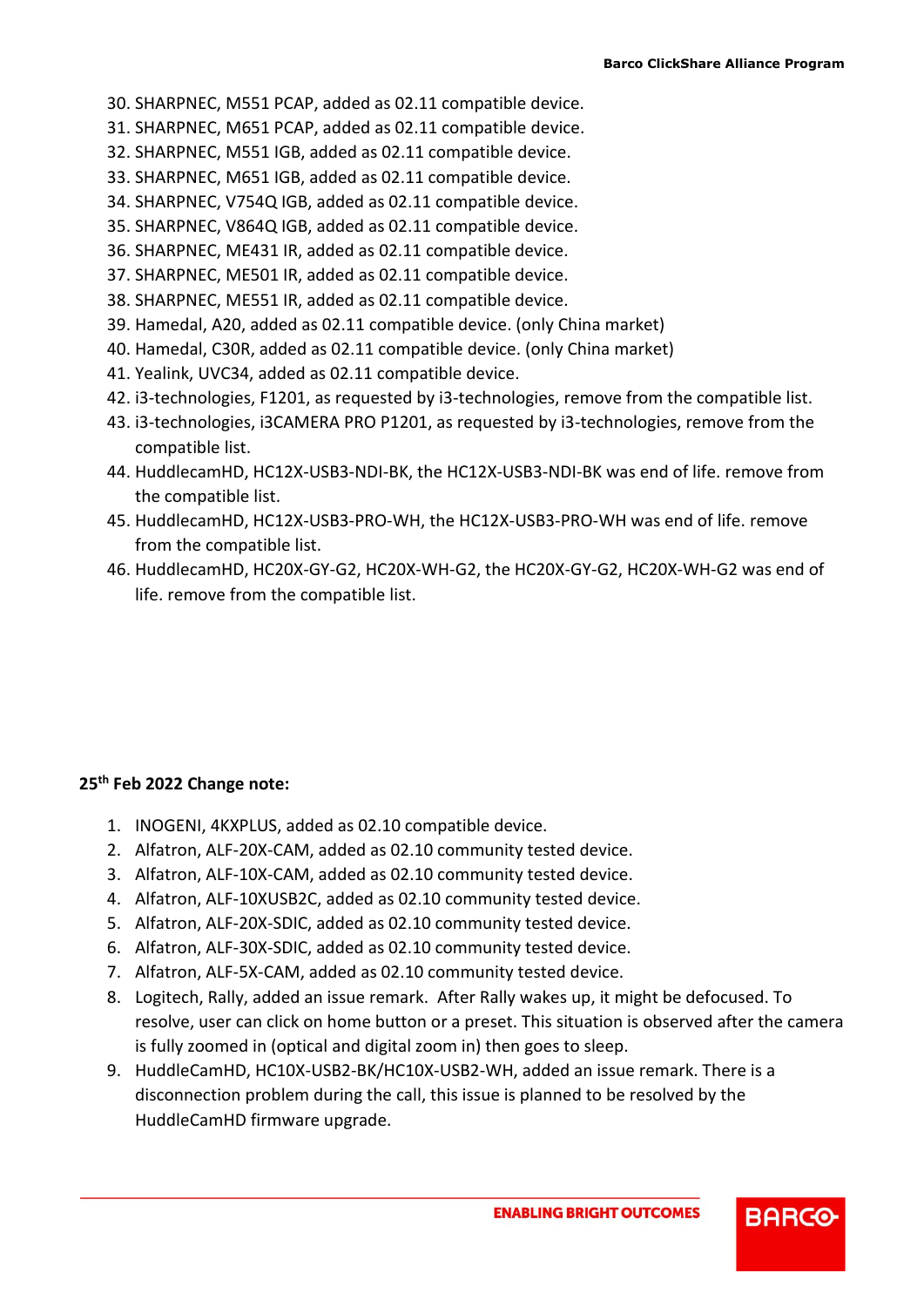30. SHARPNEC, M551 PCAP, added as 02.11 compatible device.
31. SHARPNEC, M651 PCAP, added as 02.11 compatible device.
32. SHARPNEC, M551 IGB, added as 02.11 compatible device.
33. SHARPNEC, M651 IGB, added as 02.11 compatible device.
34. SHARPNEC, V754Q IGB, added as 02.11 compatible device.
35. SHARPNEC, V864Q IGB, added as 02.11 compatible device.
36. SHARPNEC, ME431 IR, added as 02.11 compatible device.
37. SHARPNEC, ME501 IR, added as 02.11 compatible device.
38. SHARPNEC, ME551 IR, added as 02.11 compatible device.
39. Hamedal, A20, added as 02.11 compatible device. (only China market)
40. Hamedal, C30R, added as 02.11 compatible device. (only China market)
41. Yealink, UVC34, added as 02.11 compatible device.
42. i3-technologies, F1201, as requested by i3-technologies, remove from the compatible list.
43. i3-technologies, i3CAMERA PRO P1201, as requested by i3-technologies, remove from the compatible list.
44. HuddlecamHD, HC12X-USB3-NDI-BK, the HC12X-USB3-NDI-BK was end of life. remove from the compatible list.
45. HuddlecamHD, HC12X-USB3-PRO-WH, the HC12X-USB3-PRO-WH was end of life. remove from the compatible list.
46. HuddlecamHD, HC20X-GY-G2, HC20X-WH-G2, the HC20X-GY-G2, HC20X-WH-G2 was end of life. remove from the compatible list.

**25th Feb 2022 Change note:**

1. INOGENI, 4KXPLUS, added as 02.10 compatible device.
2. Alfatron, ALF-20X-CAM, added as 02.10 community tested device.
3. Alfatron, ALF-10X-CAM, added as 02.10 community tested device.
4. Alfatron, ALF-10XUSB2C, added as 02.10 community tested device.
5. Alfatron, ALF-20X-SDIC, added as 02.10 community tested device.
6. Alfatron, ALF-30X-SDIC, added as 02.10 community tested device.
7. Alfatron, ALF-5X-CAM, added as 02.10 community tested device.
8. Logitech, Rally, added an issue remark. After Rally wakes up, it might be defocused. To resolve, user can click on home button or a preset. This situation is observed after the camera is fully zoomed in (optical and digital zoom in) then goes to sleep.
9. HuddleCamHD, HC10X-USB2-BK/HC10X-USB2-WH, added an issue remark. There is a disconnection problem during the call, this issue is planned to be resolved by the HuddleCamHD firmware upgrade.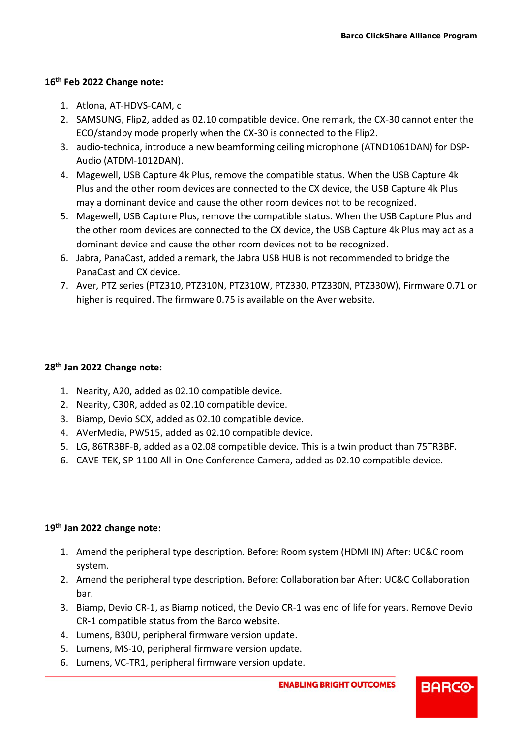### 16th Feb 2022 Change note:

1. Atlona, AT-HDVS-CAM, c
2. SAMSUNG, Flip2, added as 02.10 compatible device. One remark, the CX-30 cannot enter the ECO/standby mode properly when the CX-30 is connected to the Flip2.
3. audio-technica, introduce a new beamforming ceiling microphone (ATND1061DAN) for DSP-Audio (ATDM-1012DAN).
4. Magewell, USB Capture 4k Plus, remove the compatible status. When the USB Capture 4k Plus and the other room devices are connected to the CX device, the USB Capture 4k Plus may a dominant device and cause the other room devices not to be recognized.
5. Magewell, USB Capture Plus, remove the compatible status. When the USB Capture Plus and the other room devices are connected to the CX device, the USB Capture 4k Plus may act as a dominant device and cause the other room devices not to be recognized.
6. Jabra, PanaCast, added a remark, the Jabra USB HUB is not recommended to bridge the PanaCast and CX device.
7. Aver, PTZ series (PTZ310, PTZ310N, PTZ310W, PTZ330, PTZ330N, PTZ330W), Firmware 0.71 or higher is required. The firmware 0.75 is available on the Aver website.

### 28th Jan 2022 Change note:

1. Nearity, A20, added as 02.10 compatible device.
2. Nearity, C30R, added as 02.10 compatible device.
3. Biamp, Devio SCX, added as 02.10 compatible device.
4. AVerMedia, PW515, added as 02.10 compatible device.
5. LG, 86TR3BF-B, added as a 02.08 compatible device. This is a twin product than 75TR3BF.
6. CAVE-TEK, SP-1100 All-in-One Conference Camera, added as 02.10 compatible device.

### 19th Jan 2022 change note:

1. Amend the peripheral type description. Before: Room system (HDMI IN) After: UC&C room system.
2. Amend the peripheral type description. Before: Collaboration bar After: UC&C Collaboration bar.
3. Biamp, Devio CR-1, as Biamp noticed, the Devio CR-1 was end of life for years. Remove Devio CR-1 compatible status from the Barco website.
4. Lumens, B30U, peripheral firmware version update.
5. Lumens, MS-10, peripheral firmware version update.
6. Lumens, VC-TR1, peripheral firmware version update.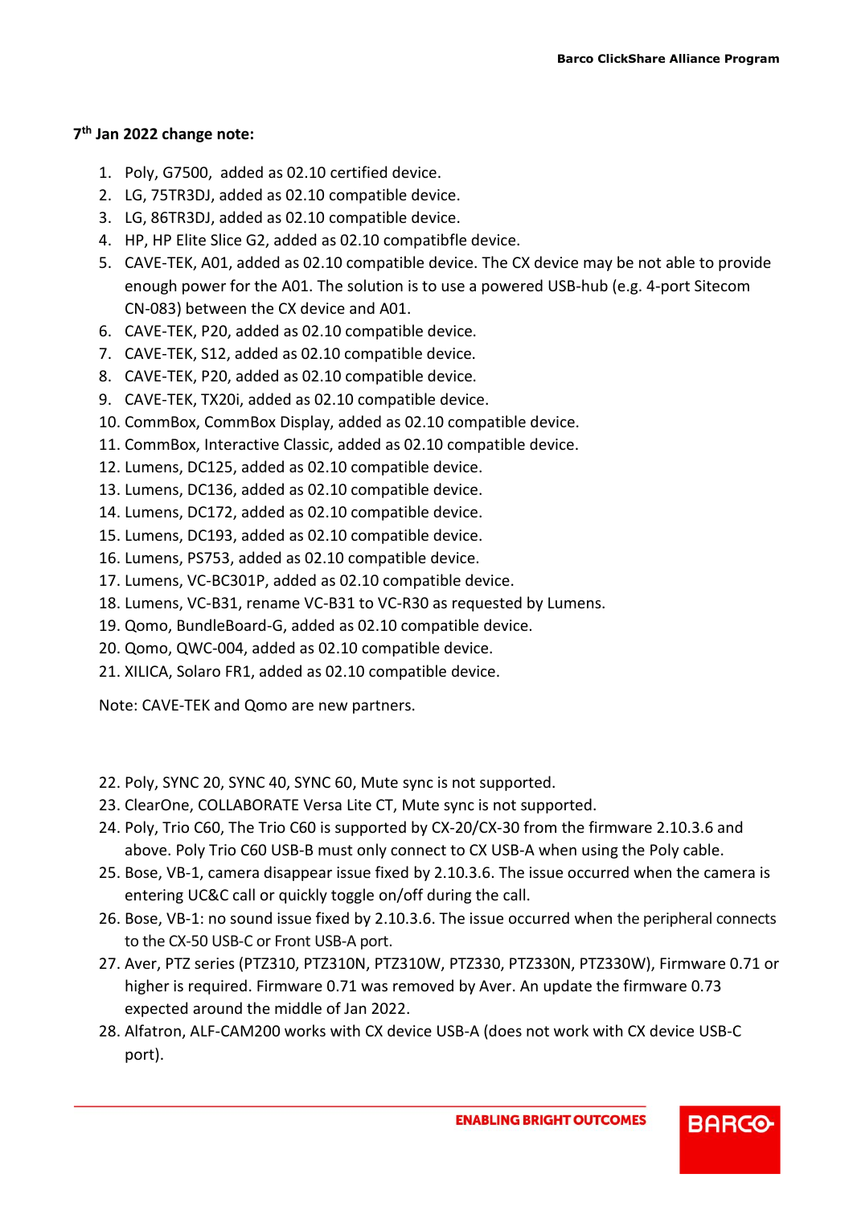### 7th Jan 2022 change note:

1. Poly, G7500,  added as 02.10 certified device.
2. LG, 75TR3DJ, added as 02.10 compatible device.
3. LG, 86TR3DJ, added as 02.10 compatible device.
4. HP, HP Elite Slice G2, added as 02.10 compatibfle device.
5. CAVE-TEK, A01, added as 02.10 compatible device. The CX device may be not able to provide enough power for the A01. The solution is to use a powered USB-hub (e.g. 4-port Sitecom CN-083) between the CX device and A01.
6. CAVE-TEK, P20, added as 02.10 compatible device.
7. CAVE-TEK, S12, added as 02.10 compatible device.
8. CAVE-TEK, P20, added as 02.10 compatible device.
9. CAVE-TEK, TX20i, added as 02.10 compatible device.
10. CommBox, CommBox Display, added as 02.10 compatible device.
11. CommBox, Interactive Classic, added as 02.10 compatible device.
12. Lumens, DC125, added as 02.10 compatible device.
13. Lumens, DC136, added as 02.10 compatible device.
14. Lumens, DC172, added as 02.10 compatible device.
15. Lumens, DC193, added as 02.10 compatible device.
16. Lumens, PS753, added as 02.10 compatible device.
17. Lumens, VC-BC301P, added as 02.10 compatible device.
18. Lumens, VC-B31, rename VC-B31 to VC-R30 as requested by Lumens.
19. Qomo, BundleBoard-G, added as 02.10 compatible device.
20. Qomo, QWC-004, added as 02.10 compatible device.
21. XILICA, Solaro FR1, added as 02.10 compatible device.

Note: CAVE-TEK and Qomo are new partners.

22. Poly, SYNC 20, SYNC 40, SYNC 60, Mute sync is not supported.
23. ClearOne, COLLABORATE Versa Lite CT, Mute sync is not supported.
24. Poly, Trio C60, The Trio C60 is supported by CX-20/CX-30 from the firmware 2.10.3.6 and above. Poly Trio C60 USB-B must only connect to CX USB-A when using the Poly cable.
25. Bose, VB-1, camera disappear issue fixed by 2.10.3.6. The issue occurred when the camera is entering UC&C call or quickly toggle on/off during the call.
26. Bose, VB-1: no sound issue fixed by 2.10.3.6. The issue occurred when the peripheral connects to the CX-50 USB-C or Front USB-A port.
27. Aver, PTZ series (PTZ310, PTZ310N, PTZ310W, PTZ330, PTZ330N, PTZ330W), Firmware 0.71 or higher is required. Firmware 0.71 was removed by Aver. An update the firmware 0.73 expected around the middle of Jan 2022.
28. Alfatron, ALF-CAM200 works with CX device USB-A (does not work with CX device USB-C port).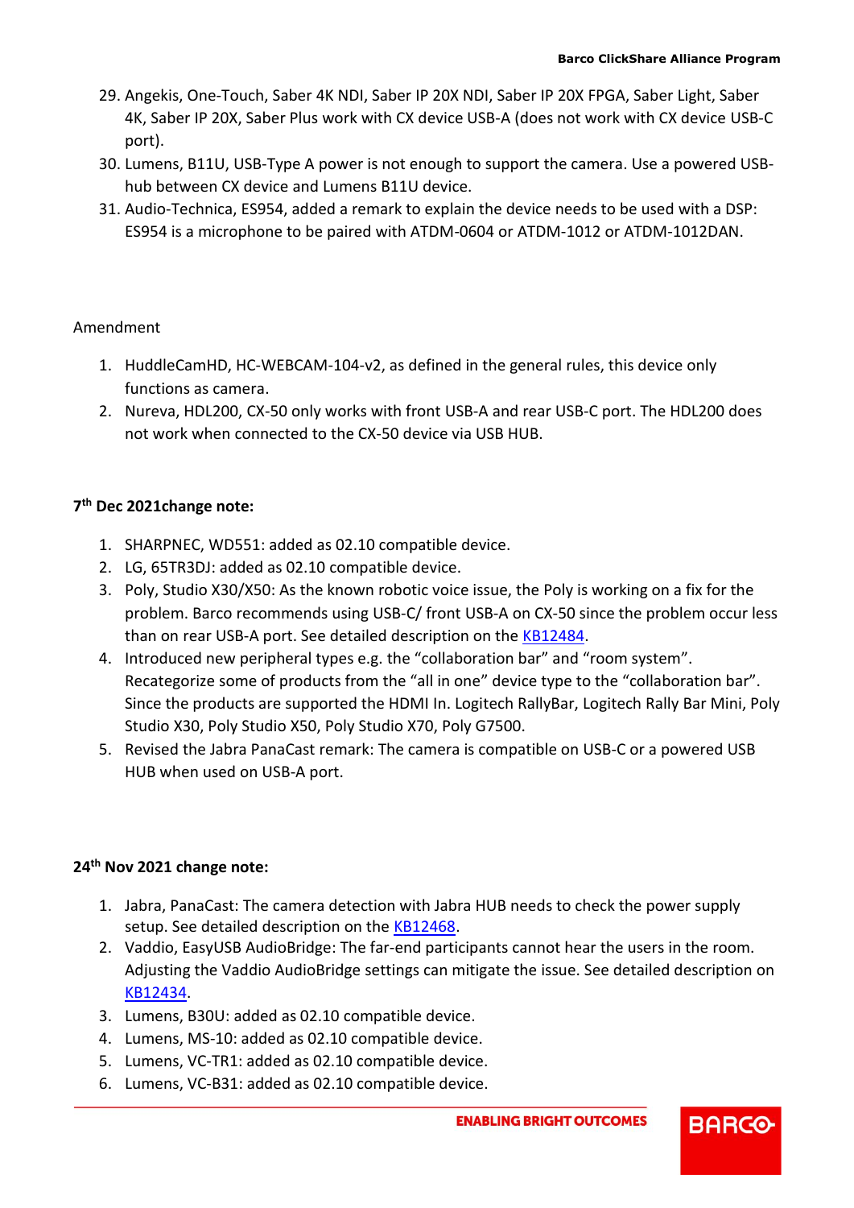29. Angekis, One-Touch, Saber 4K NDI, Saber IP 20X NDI, Saber IP 20X FPGA, Saber Light, Saber 4K, Saber IP 20X, Saber Plus work with CX device USB-A (does not work with CX device USB-C port).
30. Lumens, B11U, USB-Type A power is not enough to support the camera. Use a powered USB-hub between CX device and Lumens B11U device.
31. Audio-Technica, ES954, added a remark to explain the device needs to be used with a DSP: ES954 is a microphone to be paired with ATDM-0604 or ATDM-1012 or ATDM-1012DAN.

Amendment

1. HuddleCamHD, HC-WEBCAM-104-v2, as defined in the general rules, this device only functions as camera.
2. Nureva, HDL200, CX-50 only works with front USB-A and rear USB-C port. The HDL200 does not work when connected to the CX-50 device via USB HUB.

**7th Dec 2021change note:**

1. SHARPNEC, WD551: added as 02.10 compatible device.
2. LG, 65TR3DJ: added as 02.10 compatible device.
3. Poly, Studio X30/X50: As the known robotic voice issue, the Poly is working on a fix for the problem. Barco recommends using USB-C/ front USB-A on CX-50 since the problem occur less than on rear USB-A port. See detailed description on the KB12484.
4. Introduced new peripheral types e.g. the "collaboration bar" and "room system". Recategorize some of products from the "all in one" device type to the "collaboration bar". Since the products are supported the HDMI In. Logitech RallyBar, Logitech Rally Bar Mini, Poly Studio X30, Poly Studio X50, Poly Studio X70, Poly G7500.
5. Revised the Jabra PanaCast remark: The camera is compatible on USB-C or a powered USB HUB when used on USB-A port.

**24th Nov 2021 change note:**

1. Jabra, PanaCast: The camera detection with Jabra HUB needs to check the power supply setup. See detailed description on the KB12468.
2. Vaddio, EasyUSB AudioBridge: The far-end participants cannot hear the users in the room. Adjusting the Vaddio AudioBridge settings can mitigate the issue. See detailed description on KB12434.
3. Lumens, B30U: added as 02.10 compatible device.
4. Lumens, MS-10: added as 02.10 compatible device.
5. Lumens, VC-TR1: added as 02.10 compatible device.
6. Lumens, VC-B31: added as 02.10 compatible device.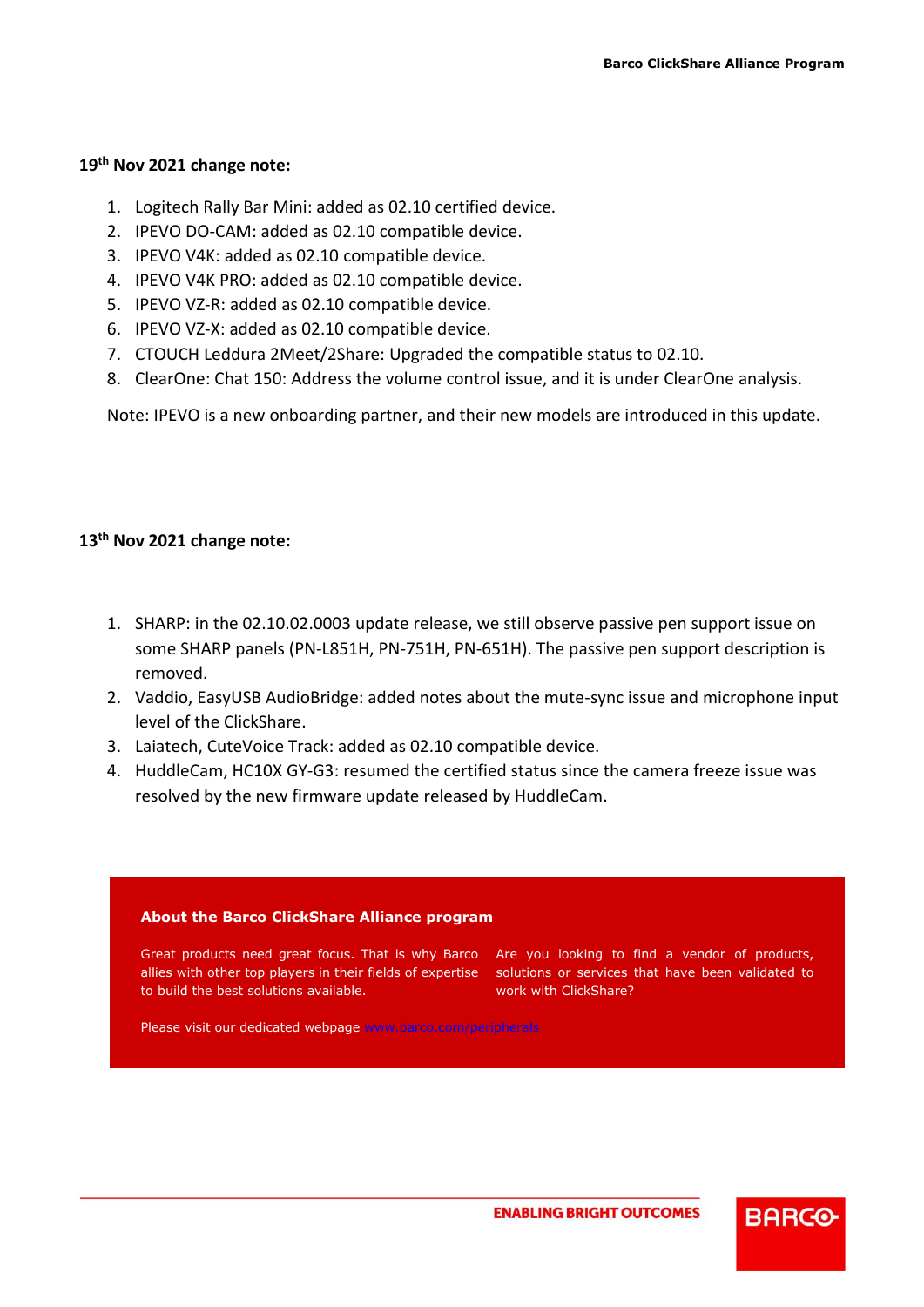**19th Nov 2021 change note:**

1. Logitech Rally Bar Mini: added as 02.10 certified device.
2. IPEVO DO-CAM: added as 02.10 compatible device.
3. IPEVO V4K: added as 02.10 compatible device.
4. IPEVO V4K PRO: added as 02.10 compatible device.
5. IPEVO VZ-R: added as 02.10 compatible device.
6. IPEVO VZ-X: added as 02.10 compatible device.
7. CTOUCH Leddura 2Meet/2Share: Upgraded the compatible status to 02.10.
8. ClearOne: Chat 150: Address the volume control issue, and it is under ClearOne analysis.

Note: IPEVO is a new onboarding partner, and their new models are introduced in this update.

**13th Nov 2021 change note:**

1. SHARP: in the 02.10.02.0003 update release, we still observe passive pen support issue on some SHARP panels (PN-L851H, PN-751H, PN-651H). The passive pen support description is removed.
2. Vaddio, EasyUSB AudioBridge: added notes about the mute-sync issue and microphone input level of the ClickShare.
3. Laiatech, CuteVoice Track: added as 02.10 compatible device.
4. HuddleCam, HC10X GY-G3: resumed the certified status since the camera freeze issue was resolved by the new firmware update released by HuddleCam.

**About the Barco ClickShare Alliance program**

Great products need great focus. That is why Barco allies with other top players in their fields of expertise to build the best solutions available.

Are you looking to find a vendor of products, solutions or services that have been validated to work with ClickShare?

Please visit our dedicated webpage www.barco.com/peripherals